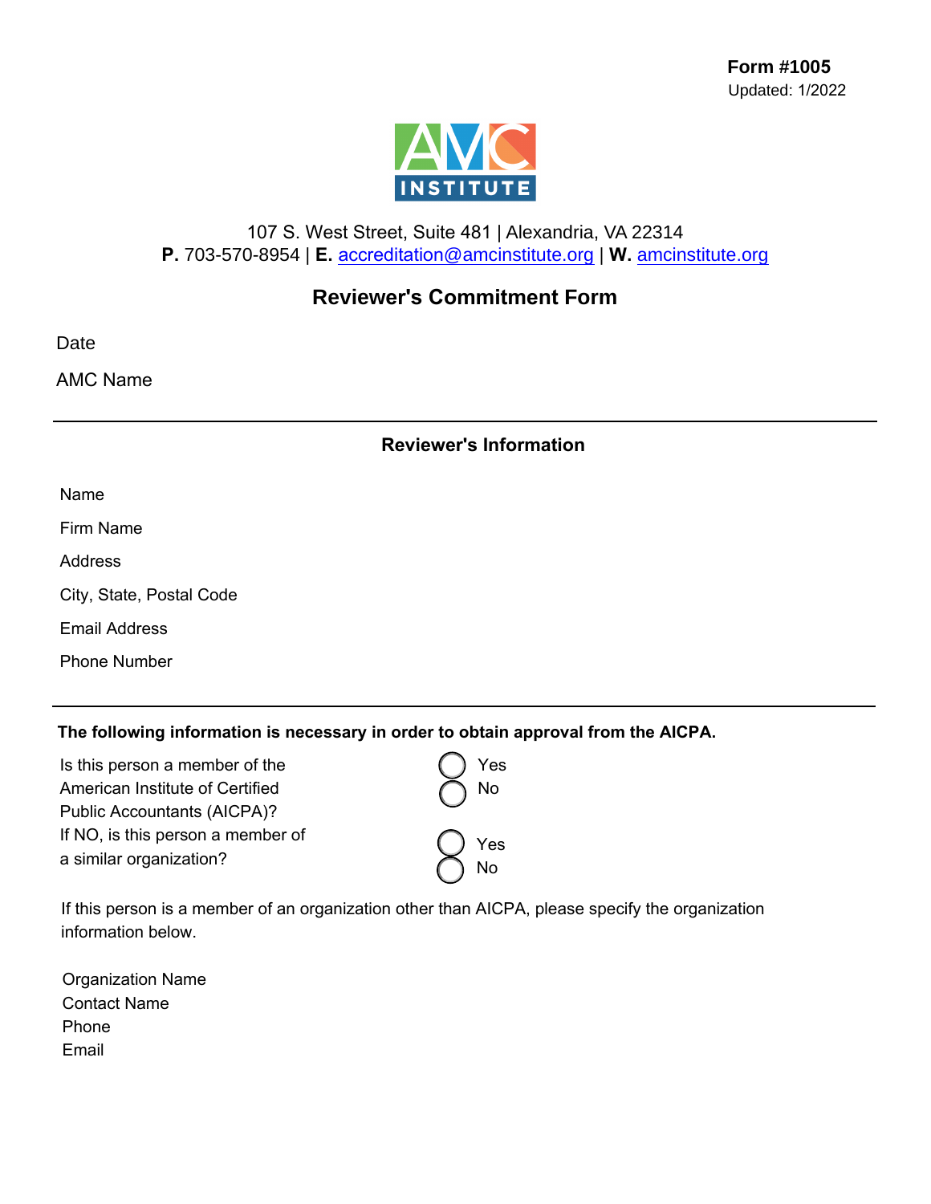**Form #1005**
Updated: 1/2022

107 S. West Street, Suite 481 | Alexandria, VA 22314
**P.** 703-570-8954 | **E.** accreditation@amcinstitute.org | **W.** amcinstitute.org

# Reviewer's Commitment Form

Date

AMC Name

---

## Reviewer's Information

Name

Firm Name

Address

City, State, Postal Code

Email Address

Phone Number

---

**The following information is necessary in order to obtain approval from the AICPA.**

Is this person a member of the American Institute of Certified Public Accountants (AICPA)?
- ○ Yes
- ○ No

If NO, is this person a member of a similar organization?
- ○ Yes
- ○ No

If this person is a member of an organization other than AICPA, please specify the organization information below.

Organization Name
Contact Name
Phone
Email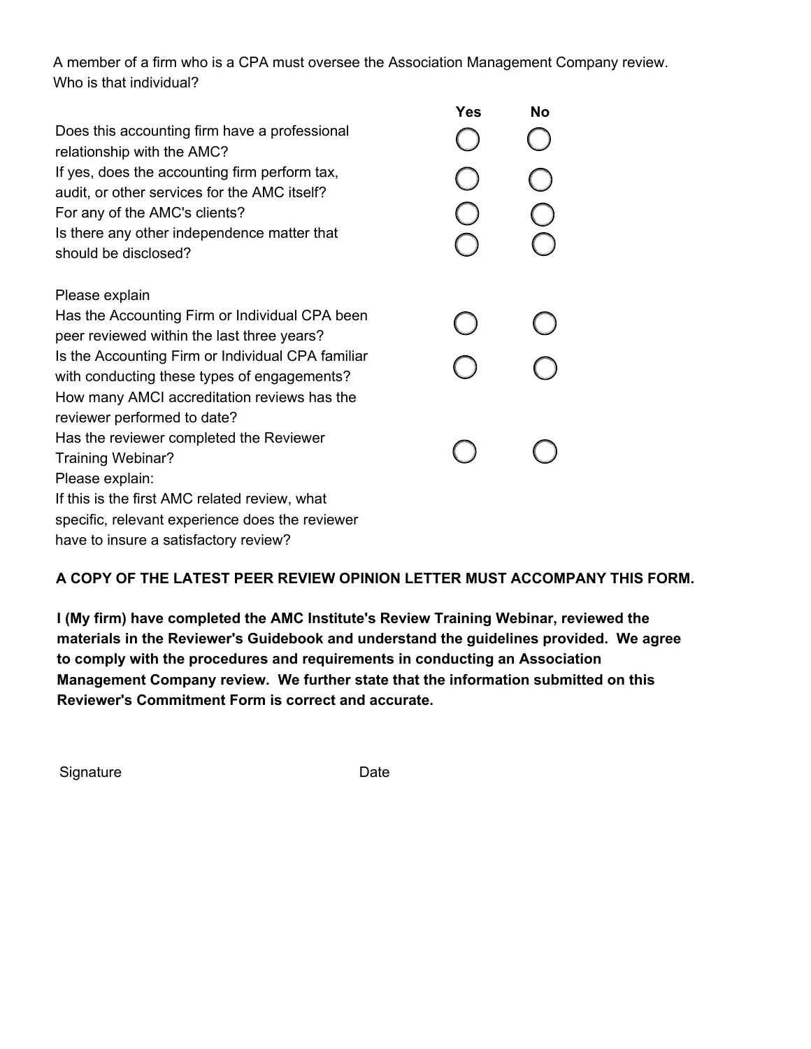A member of a firm who is a CPA must oversee the Association Management Company review. Who is that individual?

| | Yes | No |
|---|---|---|
| Does this accounting firm have a professional relationship with the AMC? | ○ | ○ |
| If yes, does the accounting firm perform tax, audit, or other services for the AMC itself? | ○ | ○ |
| For any of the AMC's clients? | ○ | ○ |
| Is there any other independence matter that should be disclosed? | ○ | ○ |
| Please explain | | |
| Has the Accounting Firm or Individual CPA been peer reviewed within the last three years? | ○ | ○ |
| Is the Accounting Firm or Individual CPA familiar with conducting these types of engagements? | ○ | ○ |
| How many AMCI accreditation reviews has the reviewer performed to date? | | |
| Has the reviewer completed the Reviewer Training Webinar? | ○ | ○ |
| Please explain: | | |
| If this is the first AMC related review, what specific, relevant experience does the reviewer have to insure a satisfactory review? | | |

**A COPY OF THE LATEST PEER REVIEW OPINION LETTER MUST ACCOMPANY THIS FORM.**

**I (My firm) have completed the AMC Institute's Review Training Webinar, reviewed the materials in the Reviewer's Guidebook and understand the guidelines provided. We agree to comply with the procedures and requirements in conducting an Association Management Company review. We further state that the information submitted on this Reviewer's Commitment Form is correct and accurate.**

Signature Date